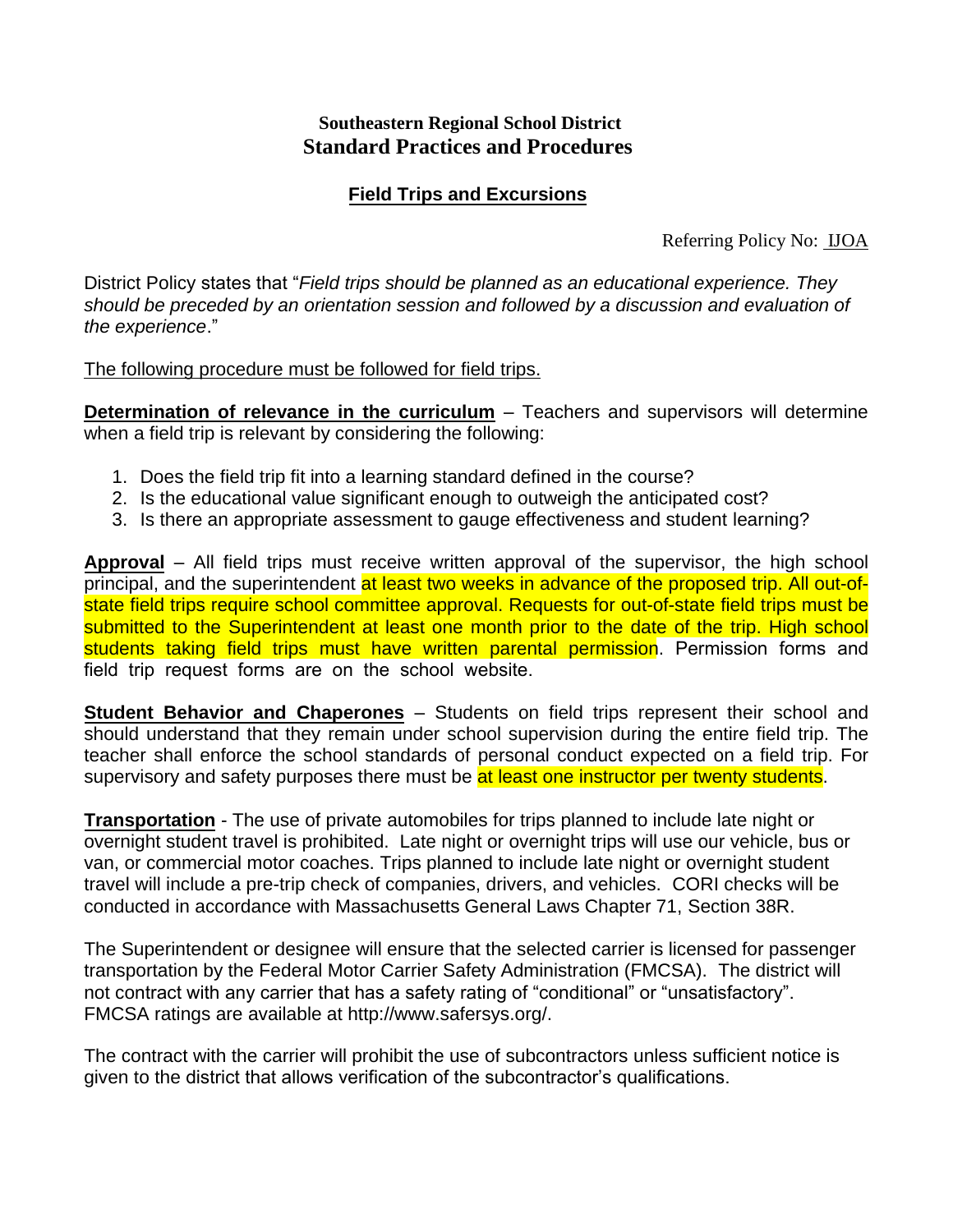**Southeastern Regional School District**
**Standard Practices and Procedures**

**Field Trips and Excursions**

Referring Policy No: IJOA

District Policy states that "*Field trips should be planned as an educational experience. They should be preceded by an orientation session and followed by a discussion and evaluation of the experience*."

The following procedure must be followed for field trips.

**Determination of relevance in the curriculum** – Teachers and supervisors will determine when a field trip is relevant by considering the following:

1. Does the field trip fit into a learning standard defined in the course?
2. Is the educational value significant enough to outweigh the anticipated cost?
3. Is there an appropriate assessment to gauge effectiveness and student learning?

**Approval** – All field trips must receive written approval of the supervisor, the high school principal, and the superintendent at least two weeks in advance of the proposed trip. All out-of-state field trips require school committee approval. Requests for out-of-state field trips must be submitted to the Superintendent at least one month prior to the date of the trip. High school students taking field trips must have written parental permission. Permission forms and field trip request forms are on the school website.

**Student Behavior and Chaperones** – Students on field trips represent their school and should understand that they remain under school supervision during the entire field trip. The teacher shall enforce the school standards of personal conduct expected on a field trip. For supervisory and safety purposes there must be at least one instructor per twenty students.

**Transportation** - The use of private automobiles for trips planned to include late night or overnight student travel is prohibited. Late night or overnight trips will use our vehicle, bus or van, or commercial motor coaches. Trips planned to include late night or overnight student travel will include a pre-trip check of companies, drivers, and vehicles. CORI checks will be conducted in accordance with Massachusetts General Laws Chapter 71, Section 38R.

The Superintendent or designee will ensure that the selected carrier is licensed for passenger transportation by the Federal Motor Carrier Safety Administration (FMCSA). The district will not contract with any carrier that has a safety rating of "conditional" or "unsatisfactory". FMCSA ratings are available at http://www.safersys.org/.

The contract with the carrier will prohibit the use of subcontractors unless sufficient notice is given to the district that allows verification of the subcontractor's qualifications.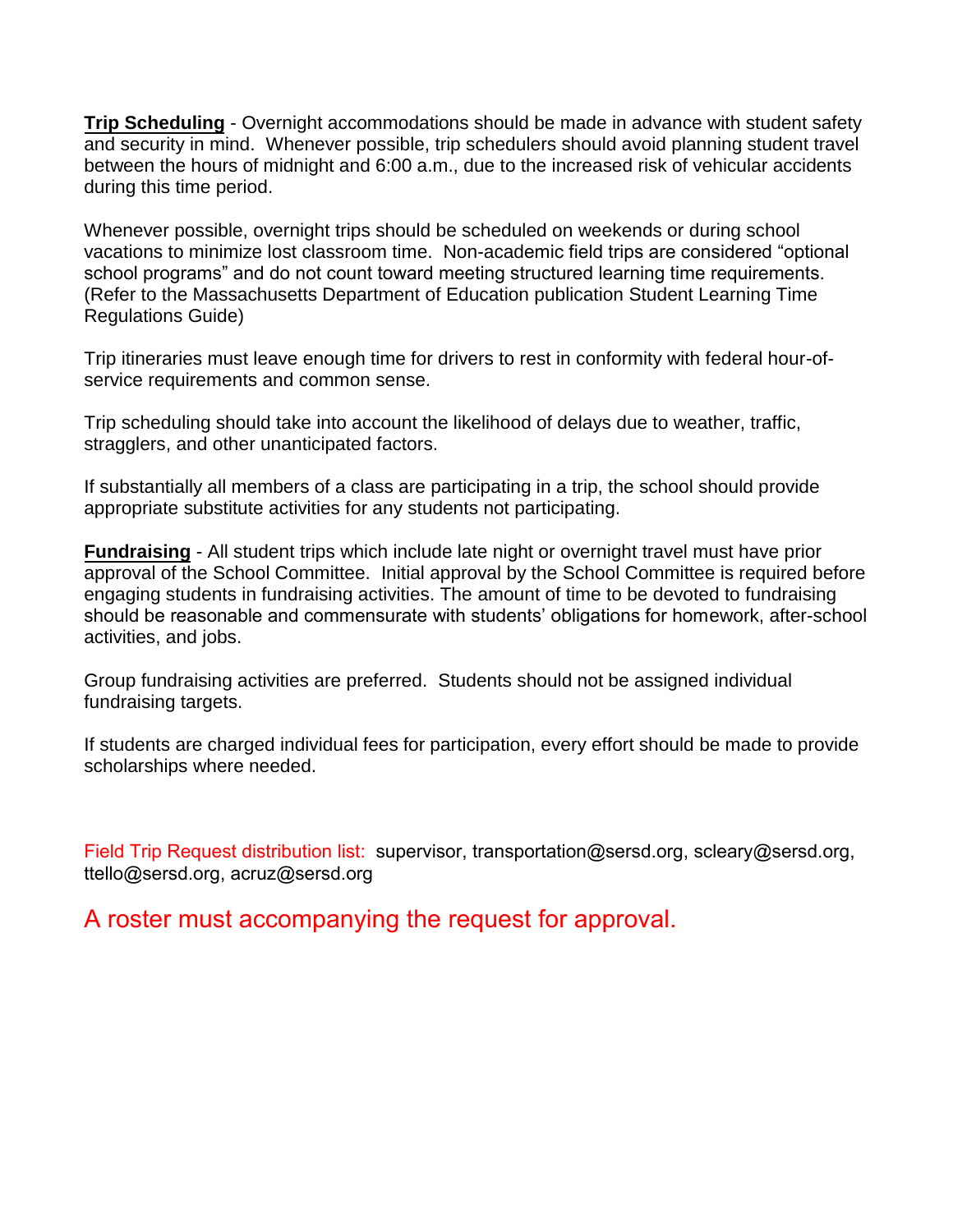**Trip Scheduling** - Overnight accommodations should be made in advance with student safety and security in mind. Whenever possible, trip schedulers should avoid planning student travel between the hours of midnight and 6:00 a.m., due to the increased risk of vehicular accidents during this time period.

Whenever possible, overnight trips should be scheduled on weekends or during school vacations to minimize lost classroom time. Non-academic field trips are considered "optional school programs" and do not count toward meeting structured learning time requirements. (Refer to the Massachusetts Department of Education publication Student Learning Time Regulations Guide)

Trip itineraries must leave enough time for drivers to rest in conformity with federal hour-of-service requirements and common sense.

Trip scheduling should take into account the likelihood of delays due to weather, traffic, stragglers, and other unanticipated factors.

If substantially all members of a class are participating in a trip, the school should provide appropriate substitute activities for any students not participating.

**Fundraising** - All student trips which include late night or overnight travel must have prior approval of the School Committee. Initial approval by the School Committee is required before engaging students in fundraising activities. The amount of time to be devoted to fundraising should be reasonable and commensurate with students' obligations for homework, after-school activities, and jobs.

Group fundraising activities are preferred. Students should not be assigned individual fundraising targets.

If students are charged individual fees for participation, every effort should be made to provide scholarships where needed.

Field Trip Request distribution list: supervisor, transportation@sersd.org, scleary@sersd.org, ttello@sersd.org, acruz@sersd.org

A roster must accompanying the request for approval.